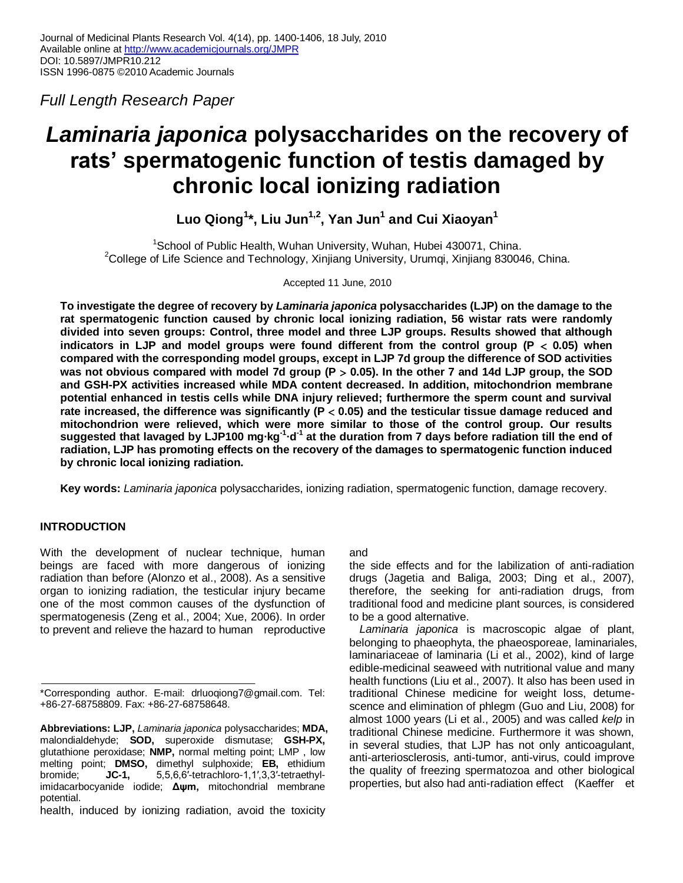Journal of Medicinal Plants Research Vol. 4(14), pp. 1400-1406, 18 July, 2010
Available online at http://www.academicjournals.org/JMPR
DOI: 10.5897/JMPR10.212
ISSN 1996-0875 ©2010 Academic Journals

*Full Length Research Paper*

# *Laminaria japonica* polysaccharides on the recovery of rats' spermatogenic function of testis damaged by chronic local ionizing radiation

**Luo Qiong[1]*, Liu Jun[1,2], Yan Jun[1] and Cui Xiaoyan[1]**

[1]School of Public Health, Wuhan University, Wuhan, Hubei 430071, China.
[2]College of Life Science and Technology, Xinjiang University, Urumqi, Xinjiang 830046, China.

Accepted 11 June, 2010

**To investigate the degree of recovery by *Laminaria japonica* polysaccharides (LJP) on the damage to the rat spermatogenic function caused by chronic local ionizing radiation, 56 wistar rats were randomly divided into seven groups: Control, three model and three LJP groups. Results showed that although indicators in LJP and model groups were found different from the control group ($P < 0.05$) when compared with the corresponding model groups, except in LJP 7d group the difference of SOD activities was not obvious compared with model 7d group ($P > 0.05$). In the other 7 and 14d LJP group, the SOD and GSH-PX activities increased while MDA content decreased. In addition, mitochondrion membrane potential enhanced in testis cells while DNA injury relieved; furthermore the sperm count and survival rate increased, the difference was significantly ($P < 0.05$) and the testicular tissue damage reduced and mitochondrion were relieved, which were more similar to those of the control group. Our results suggested that lavaged by LJP100 $mg \cdot kg^{-1} \cdot d^{-1}$ at the duration from 7 days before radiation till the end of radiation, LJP has promoting effects on the recovery of the damages to spermatogenic function induced by chronic local ionizing radiation.**

**Key words:** *Laminaria japonica* polysaccharides, ionizing radiation, spermatogenic function, damage recovery.

## INTRODUCTION

With the development of nuclear technique, human beings are faced with more dangerous of ionizing radiation than before (Alonzo et al., 2008). As a sensitive organ to ionizing radiation, the testicular injury became one of the most common causes of the dysfunction of spermatogenesis (Zeng et al., 2004; Xue, 2006). In order to prevent and relieve the hazard to human reproductive health, induced by ionizing radiation, avoid the toxicity and the side effects and for the labilization of anti-radiation drugs (Jagetia and Baliga, 2003; Ding et al., 2007), therefore, the seeking for anti-radiation drugs, from traditional food and medicine plant sources, is considered to be a good alternative.

*Laminaria japonica* is macroscopic algae of plant, belonging to phaeophyta, the phaeosporeae, laminariales, laminariaceae of laminaria (Li et al., 2002), kind of large edible-medicinal seaweed with nutritional value and many health functions (Liu et al., 2007). It also has been used in traditional Chinese medicine for weight loss, detumescence and elimination of phlegm (Guo and Liu, 2008) for almost 1000 years (Li et al., 2005) and was called *kelp* in traditional Chinese medicine. Furthermore it was shown, in several studies, that LJP has not only anticoagulant, anti-arteriosclerosis, anti-tumor, anti-virus, could improve the quality of freezing spermatozoa and other biological properties, but also had anti-radiation effect (Kaeffer et

*Corresponding author. E-mail: drluoqiong7@gmail.com. Tel: +86-27-68758809. Fax: +86-27-68758648.

**Abbreviations: LJP,** *Laminaria japonica* polysaccharides; **MDA,** malondialdehyde; **SOD,** superoxide dismutase; **GSH-PX,** glutathione peroxidase; **NMP,** normal melting point; LMP , low melting point; **DMSO,** dimethyl sulphoxide; **EB,** ethidium bromide; **JC-1,** 5,5,6,6′-tetrachloro-1,1′,3,3′-tetraethyl-imidacarbocyanide iodide; **Δψm,** mitochondrial membrane potential.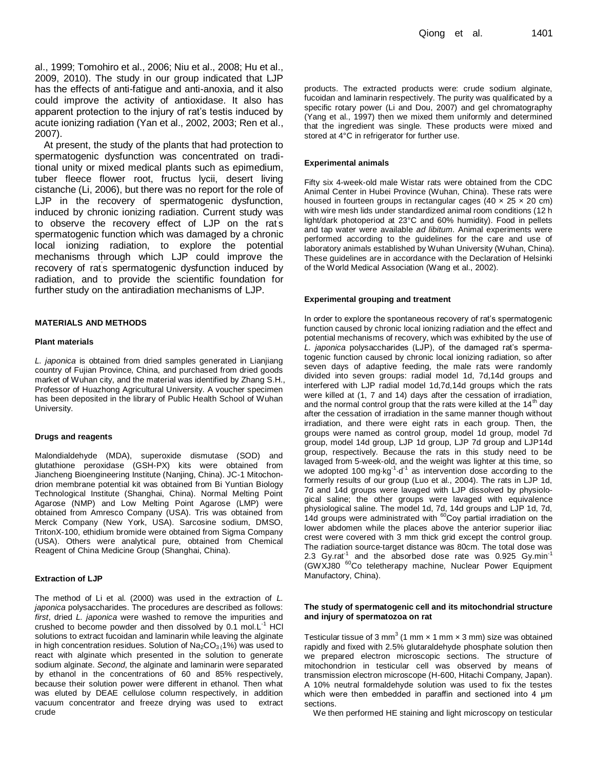al., 1999; Tomohiro et al., 2006; Niu et al., 2008; Hu et al., 2009, 2010). The study in our group indicated that LJP has the effects of anti-fatigue and anti-anoxia, and it also could improve the activity of antioxidase. It also has apparent protection to the injury of rat's testis induced by acute ionizing radiation (Yan et al., 2002, 2003; Ren et al., 2007).

At present, the study of the plants that had protection to spermatogenic dysfunction was concentrated on traditional unity or mixed medical plants such as epimedium, tuber fleece flower root, fructus lycii, desert living cistanche (Li, 2006), but there was no report for the role of LJP in the recovery of spermatogenic dysfunction, induced by chronic ionizing radiation. Current study was to observe the recovery effect of LJP on the rat's spermatogenic function which was damaged by a chronic local ionizing radiation, to explore the potential mechanisms through which LJP could improve the recovery of rat's spermatogenic dysfunction induced by radiation, and to provide the scientific foundation for further study on the antiradiation mechanisms of LJP.

## MATERIALS AND METHODS

### Plant materials

*L. japonica* is obtained from dried samples generated in Lianjiang country of Fujian Province, China, and purchased from dried goods market of Wuhan city, and the material was identified by Zhang S.H., Professor of Huazhong Agricultural University. A voucher specimen has been deposited in the library of Public Health School of Wuhan University.

### Drugs and reagents

Malondialdehyde (MDA), superoxide dismutase (SOD) and glutathione peroxidase (GSH-PX) kits were obtained from Jiancheng Bioengineering Institute (Nanjing, China). JC-1 Mitochondrion membrane potential kit was obtained from Bi Yuntian Biology Technological Institute (Shanghai, China). Normal Melting Point Agarose (NMP) and Low Melting Point Agarose (LMP) were obtained from Amresco Company (USA). Tris was obtained from Merck Company (New York, USA). Sarcosine sodium, DMSO, TritonX-100, ethidium bromide were obtained from Sigma Company (USA). Others were analytical pure, obtained from Chemical Reagent of China Medicine Group (Shanghai, China).

### Extraction of LJP

The method of Li et al. (2000) was used in the extraction of *L. japonica* polysaccharides. The procedures are described as follows: *first*, dried *L. japonica* were washed to remove the impurities and crushed to become powder and then dissolved by 0.1 mol.L$^{-1}$ HCl solutions to extract fucoidan and laminarin while leaving the alginate in high concentration residues. Solution of $Na_2CO_3$ (1%) was used to react with alginate which presented in the solution to generate sodium alginate. *Second,* the alginate and laminarin were separated by ethanol in the concentrations of 60 and 85% respectively, because their solution power were different in ethanol. Then what was eluted by DEAE cellulose column respectively, in addition vacuum concentrator and freeze drying was used to extract crude products. The extracted products were: crude sodium alginate, fucoidan and laminarin respectively. The purity was qualificated by a specific rotary power (Li and Dou, 2007) and gel chromatography (Yang et al., 1997) then we mixed them uniformly and determined that the ingredient was single. These products were mixed and stored at 4°C in refrigerator for further use.

### Experimental animals

Fifty six 4-week-old male Wistar rats were obtained from the CDC Animal Center in Hubei Province (Wuhan, China). These rats were housed in fourteen groups in rectangular cages (40 × 25 × 20 cm) with wire mesh lids under standardized animal room conditions (12 h light/dark photoperiod at 23°C and 60% humidity). Food in pellets and tap water were available *ad libitum*. Animal experiments were performed according to the guidelines for the care and use of laboratory animals established by Wuhan University (Wuhan, China). These guidelines are in accordance with the Declaration of Helsinki of the World Medical Association (Wang et al., 2002).

### Experimental grouping and treatment

In order to explore the spontaneous recovery of rat's spermatogenic function caused by chronic local ionizing radiation and the effect and potential mechanisms of recovery, which was exhibited by the use of *L. japonica* polysaccharides (LJP), of the damaged rat's spermatogenic function caused by chronic local ionizing radiation, so after seven days of adaptive feeding, the male rats were randomly divided into seven groups: radial model 1d, 7d,14d groups and interfered with LJP radial model 1d,7d,14d groups which the rats were killed at (1, 7 and 14) days after the cessation of irradiation, and the normal control group that the rats were killed at the 14$^{th}$ day after the cessation of irradiation in the same manner though without irradiation, and there were eight rats in each group. Then, the groups were named as control group, model 1d group, model 7d group, model 14d group, LJP 1d group, LJP 7d group and LJP14d group, respectively. Because the rats in this study need to be lavaged from 5-week-old, and the weight was lighter at this time, so we adopted 100 mg·kg$^{-1}$·d$^{-1}$ as intervention dose according to the formerly results of our group (Luo et al., 2004). The rats in LJP 1d, 7d and 14d groups were lavaged with LJP dissolved by physiological saline; the other groups were lavaged with equivalence physiological saline. The model 1d, 7d, 14d groups and LJP 1d, 7d, 14d groups were administrated with $^{60}$Coγ partial irradiation on the lower abdomen while the places above the anterior superior iliac crest were covered with 3 mm thick grid except the control group. The radiation source-target distance was 80cm. The total dose was 2.3 Gy.rat$^{-1}$ and the absorbed dose rate was 0.925 Gy.min$^{-1}$ (GWXJ80 $^{60}$Co teletherapy machine, Nuclear Power Equipment Manufactory, China).

### The study of spermatogenic cell and its mitochondrial structure and injury of spermatozoa on rat

Testicular tissue of 3 mm$^3$ (1 mm × 1 mm × 3 mm) size was obtained rapidly and fixed with 2.5% glutaraldehyde phosphate solution then we prepared electron microscopic sections. The structure of mitochondrion in testicular cell was observed by means of transmission electron microscope (H-600, Hitachi Company, Japan). A 10% neutral formaldehyde solution was used to fix the testes which were then embedded in paraffin and sectioned into 4 μm sections.

We then performed HE staining and light microscopy on testicular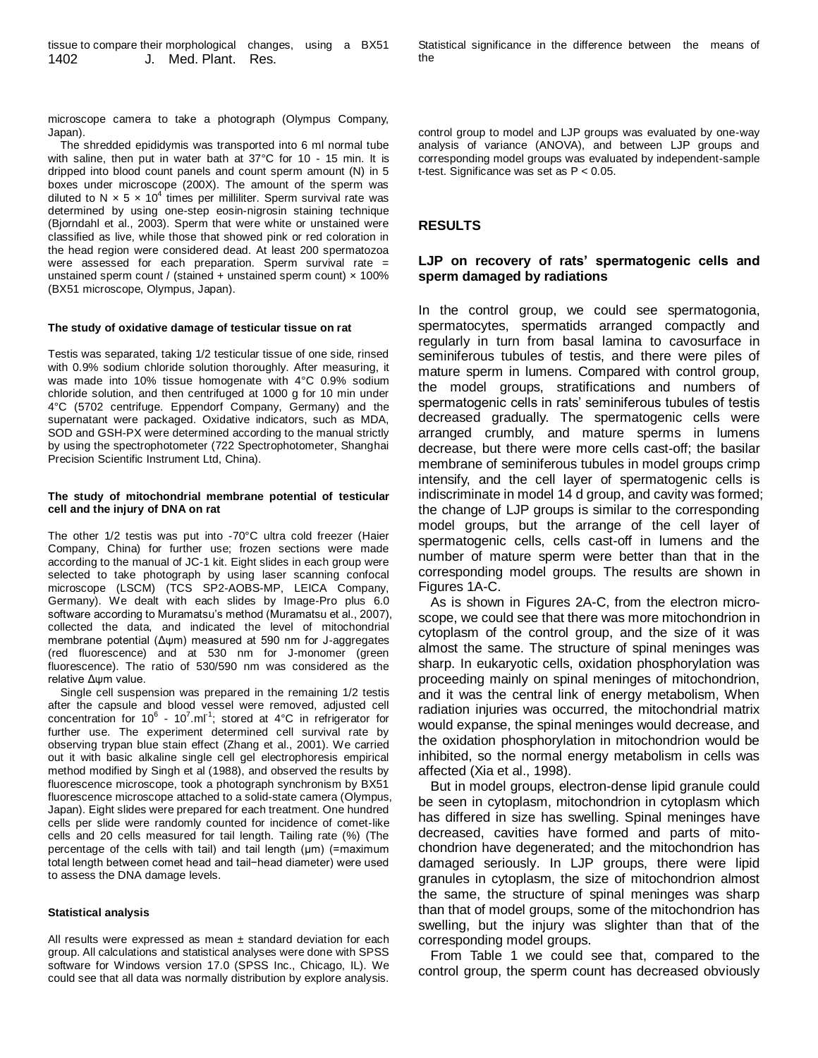tissue to compare their morphological changes, using a BX51 microscope camera to take a photograph (Olympus Company, Japan).

The shredded epididymis was transported into 6 ml normal tube with saline, then put in water bath at 37°C for 10 - 15 min. It is dripped into blood count panels and count sperm amount (N) in 5 boxes under microscope (200X). The amount of the sperm was diluted to N × 5 × $10^4$ times per milliliter. Sperm survival rate was determined by using one-step eosin-nigrosin staining technique (Bjorndahl et al., 2003). Sperm that were white or unstained were classified as live, while those that showed pink or red coloration in the head region were considered dead. At least 200 spermatozoa were assessed for each preparation. Sperm survival rate = unstained sperm count / (stained + unstained sperm count) × 100% (BX51 microscope, Olympus, Japan).

#### The study of oxidative damage of testicular tissue on rat

Testis was separated, taking 1/2 testicular tissue of one side, rinsed with 0.9% sodium chloride solution thoroughly. After measuring, it was made into 10% tissue homogenate with 4°C 0.9% sodium chloride solution, and then centrifuged at 1000 g for 10 min under 4°C (5702 centrifuge. Eppendorf Company, Germany) and the supernatant were packaged. Oxidative indicators, such as MDA, SOD and GSH-PX were determined according to the manual strictly by using the spectrophotometer (722 Spectrophotometer, Shanghai Precision Scientific Instrument Ltd, China).

#### The study of mitochondrial membrane potential of testicular cell and the injury of DNA on rat

The other 1/2 testis was put into -70°C ultra cold freezer (Haier Company, China) for further use; frozen sections were made according to the manual of JC-1 kit. Eight slides in each group were selected to take photograph by using laser scanning confocal microscope (LSCM) (TCS SP2-AOBS-MP, LEICA Company, Germany). We dealt with each slides by Image-Pro plus 6.0 software according to Muramatsu's method (Muramatsu et al., 2007), collected the data, and indicated the level of mitochondrial membrane potential (Δψm) measured at 590 nm for J-aggregates (red fluorescence) and at 530 nm for J-monomer (green fluorescence). The ratio of 530/590 nm was considered as the relative Δψm value.

Single cell suspension was prepared in the remaining 1/2 testis after the capsule and blood vessel were removed, adjusted cell concentration for $10^6$ - $10^7$.ml$^{-1}$; stored at 4°C in refrigerator for further use. The experiment determined cell survival rate by observing trypan blue stain effect (Zhang et al., 2001). We carried out it with basic alkaline single cell gel electrophoresis empirical method modified by Singh et al (1988), and observed the results by fluorescence microscope, took a photograph synchronism by BX51 fluorescence microscope attached to a solid-state camera (Olympus, Japan). Eight slides were prepared for each treatment. One hundred cells per slide were randomly counted for incidence of comet-like cells and 20 cells measured for tail length. Tailing rate (%) (The percentage of the cells with tail) and tail length (μm) (=maximum total length between comet head and tail−head diameter) were used to assess the DNA damage levels.

#### Statistical analysis

All results were expressed as mean ± standard deviation for each group. All calculations and statistical analyses were done with SPSS software for Windows version 17.0 (SPSS Inc., Chicago, IL). We could see that all data was normally distribution by explore analysis. Statistical significance in the difference between the means of the control group to model and LJP groups was evaluated by one-way analysis of variance (ANOVA), and between LJP groups and corresponding model groups was evaluated by independent-sample t-test. Significance was set as $P < 0.05$.

## RESULTS

### LJP on recovery of rats' spermatogenic cells and sperm damaged by radiations

In the control group, we could see spermatogonia, spermatocytes, spermatids arranged compactly and regularly in turn from basal lamina to cavosurface in seminiferous tubules of testis, and there were piles of mature sperm in lumens. Compared with control group, the model groups, stratifications and numbers of spermatogenic cells in rats' seminiferous tubules of testis decreased gradually. The spermatogenic cells were arranged crumbly, and mature sperms in lumens decrease, but there were more cells cast-off; the basilar membrane of seminiferous tubules in model groups crimp intensify, and the cell layer of spermatogenic cells is indiscriminate in model 14 d group, and cavity was formed; the change of LJP groups is similar to the corresponding model groups, but the arrange of the cell layer of spermatogenic cells, cells cast-off in lumens and the number of mature sperm were better than that in the corresponding model groups. The results are shown in Figures 1A-C.

As is shown in Figures 2A-C, from the electron microscope, we could see that there was more mitochondrion in cytoplasm of the control group, and the size of it was almost the same. The structure of spinal meninges was sharp. In eukaryotic cells, oxidation phosphorylation was proceeding mainly on spinal meninges of mitochondrion, and it was the central link of energy metabolism, When radiation injuries was occurred, the mitochondrial matrix would expanse, the spinal meninges would decrease, and the oxidation phosphorylation in mitochondrion would be inhibited, so the normal energy metabolism in cells was affected (Xia et al., 1998).

But in model groups, electron-dense lipid granule could be seen in cytoplasm, mitochondrion in cytoplasm which has differed in size has swelling. Spinal meninges have decreased, cavities have formed and parts of mitochondrion have degenerated; and the mitochondrion has damaged seriously. In LJP groups, there were lipid granules in cytoplasm, the size of mitochondrion almost the same, the structure of spinal meninges was sharp than that of model groups, some of the mitochondrion has swelling, but the injury was slighter than that of the corresponding model groups.

From Table 1 we could see that, compared to the control group, the sperm count has decreased obviously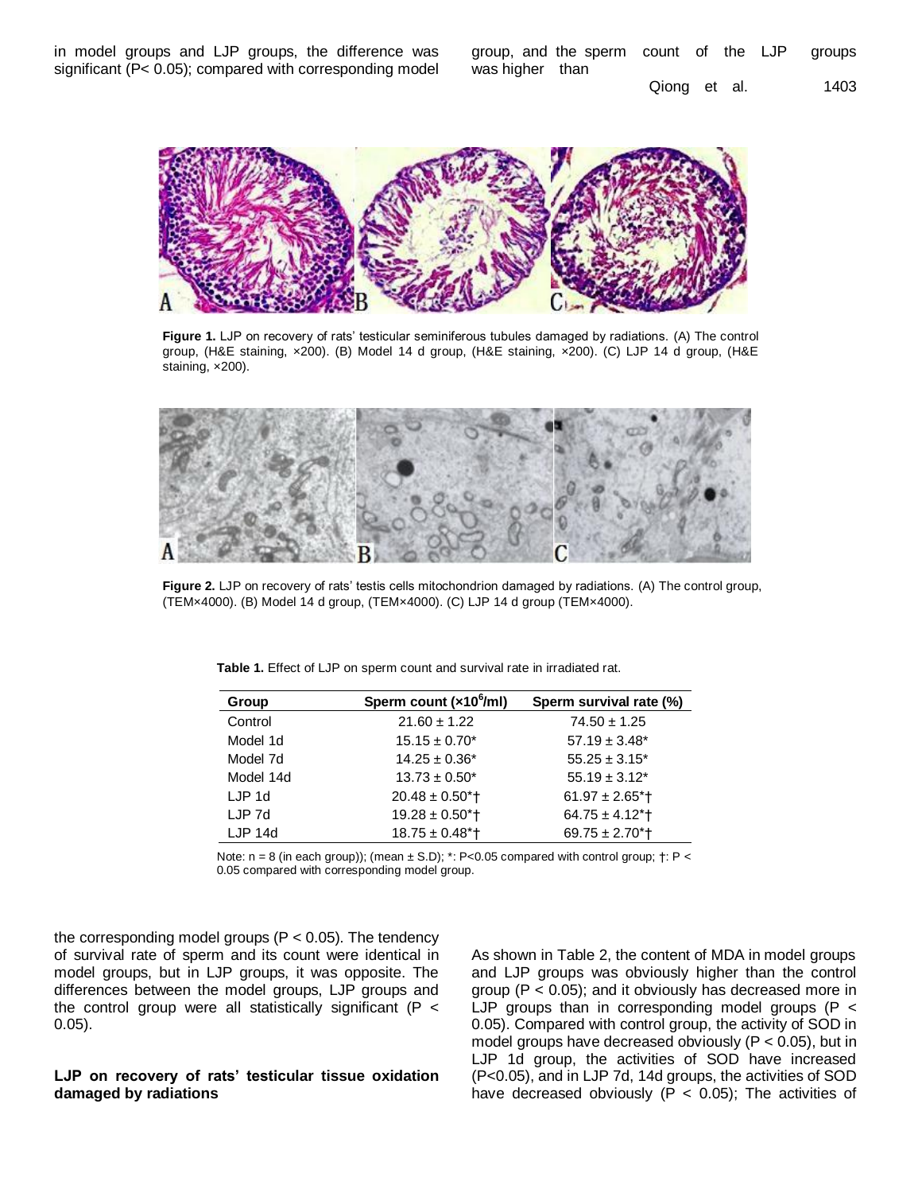in model groups and LJP groups, the difference was significant (P< 0.05); compared with corresponding model group, and the sperm count of the LJP groups was higher than

**Figure 1.** LJP on recovery of rats' testicular seminiferous tubules damaged by radiations. (A) The control group, (H&E staining, ×200). (B) Model 14 d group, (H&E staining, ×200). (C) LJP 14 d group, (H&E staining, ×200).

**Figure 2.** LJP on recovery of rats' testis cells mitochondrion damaged by radiations. (A) The control group, (TEM×4000). (B) Model 14 d group, (TEM×4000). (C) LJP 14 d group (TEM×4000).

**Table 1.** Effect of LJP on sperm count and survival rate in irradiated rat.

| Group | Sperm count ($\times 10^6$/ml) | Sperm survival rate (%) |
|---|---|---|
| Control | 21.60 ± 1.22 | 74.50 ± 1.25 |
| Model 1d | 15.15 ± 0.70* | 57.19 ± 3.48* |
| Model 7d | 14.25 ± 0.36* | 55.25 ± 3.15* |
| Model 14d | 13.73 ± 0.50* | 55.19 ± 3.12* |
| LJP 1d | 20.48 ± 0.50*† | 61.97 ± 2.65*† |
| LJP 7d | 19.28 ± 0.50*† | 64.75 ± 4.12*† |
| LJP 14d | 18.75 ± 0.48*† | 69.75 ± 2.70*† |

Note: n = 8 (in each group)); (mean ± S.D); *: P<0.05 compared with control group; †: P < 0.05 compared with corresponding model group.

the corresponding model groups (P < 0.05). The tendency of survival rate of sperm and its count were identical in model groups, but in LJP groups, it was opposite. The differences between the model groups, LJP groups and the control group were all statistically significant (P < 0.05).

**LJP on recovery of rats' testicular tissue oxidation damaged by radiations**

As shown in Table 2, the content of MDA in model groups and LJP groups was obviously higher than the control group (P < 0.05); and it obviously has decreased more in LJP groups than in corresponding model groups (P < 0.05). Compared with control group, the activity of SOD in model groups have decreased obviously (P < 0.05), but in LJP 1d group, the activities of SOD have increased (P<0.05), and in LJP 7d, 14d groups, the activities of SOD have decreased obviously (P < 0.05); The activities of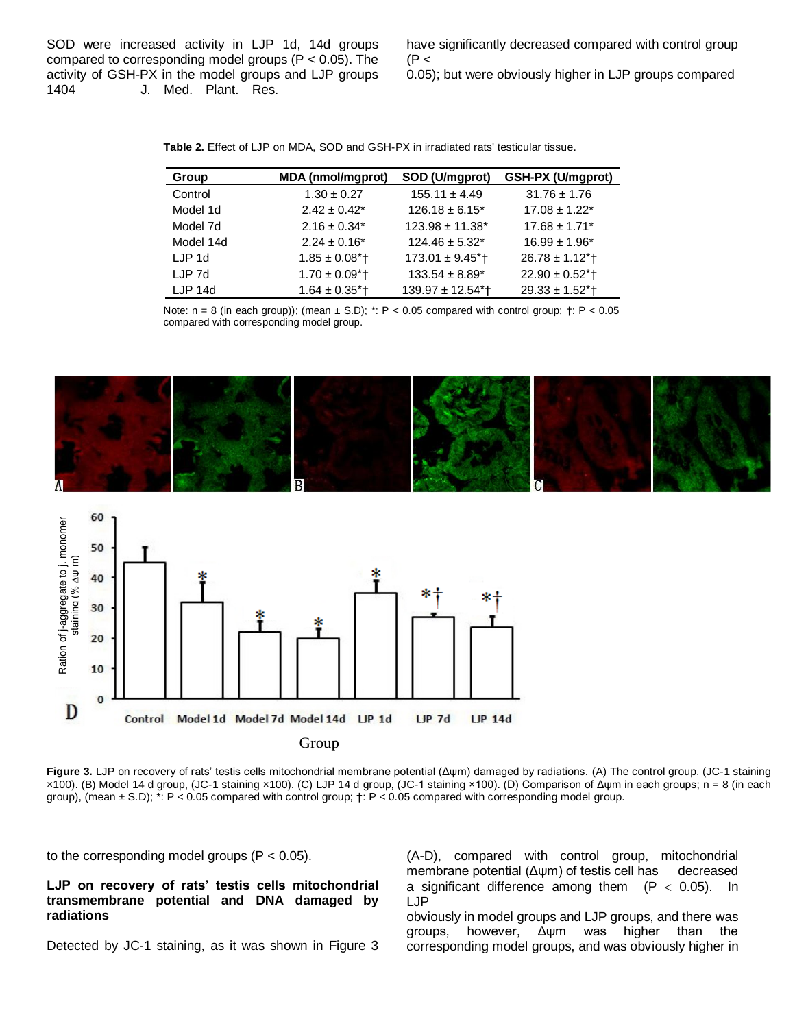SOD were increased activity in LJP 1d, 14d groups compared to corresponding model groups (P < 0.05). The activity of GSH-PX in the model groups and LJP groups have significantly decreased compared with control group (P < 0.05); but were obviously higher in LJP groups compared to the corresponding model groups (P < 0.05).

**Table 2.** Effect of LJP on MDA, SOD and GSH-PX in irradiated rats' testicular tissue.

| Group | MDA (nmol/mgprot) | SOD (U/mgprot) | GSH-PX (U/mgprot) |
|---|---|---|---|
| Control | 1.30 ± 0.27 | 155.11 ± 4.49 | 31.76 ± 1.76 |
| Model 1d | 2.42 ± 0.42* | 126.18 ± 6.15* | 17.08 ± 1.22* |
| Model 7d | 2.16 ± 0.34* | 123.98 ± 11.38* | 17.68 ± 1.71* |
| Model 14d | 2.24 ± 0.16* | 124.46 ± 5.32* | 16.99 ± 1.96* |
| LJP 1d | 1.85 ± 0.08*† | 173.01 ± 9.45*† | 26.78 ± 1.12*† |
| LJP 7d | 1.70 ± 0.09*† | 133.54 ± 8.89* | 22.90 ± 0.52*† |
| LJP 14d | 1.64 ± 0.35*† | 139.97 ± 12.54*† | 29.33 ± 1.52*† |

Note: n = 8 (in each group)); (mean ± S.D); *: P < 0.05 compared with control group; †: P < 0.05 compared with corresponding model group.

**Figure 3.** LJP on recovery of rats' testis cells mitochondrial membrane potential (Δψm) damaged by radiations. (A) The control group, (JC-1 staining ×100). (B) Model 14 d group, (JC-1 staining ×100). (C) LJP 14 d group, (JC-1 staining ×100). (D) Comparison of Δψm in each groups; n = 8 (in each group), (mean ± S.D); *: P < 0.05 compared with control group; †: P < 0.05 compared with corresponding model group.

**LJP on recovery of rats' testis cells mitochondrial transmembrane potential and DNA damaged by radiations**

Detected by JC-1 staining, as it was shown in Figure 3 (A-D), compared with control group, mitochondrial membrane potential (Δψm) of testis cell has decreased obviously in model groups and LJP groups, and there was a significant difference among them (P < 0.05). In LJP groups, however, Δψm was higher than the corresponding model groups, and was obviously higher in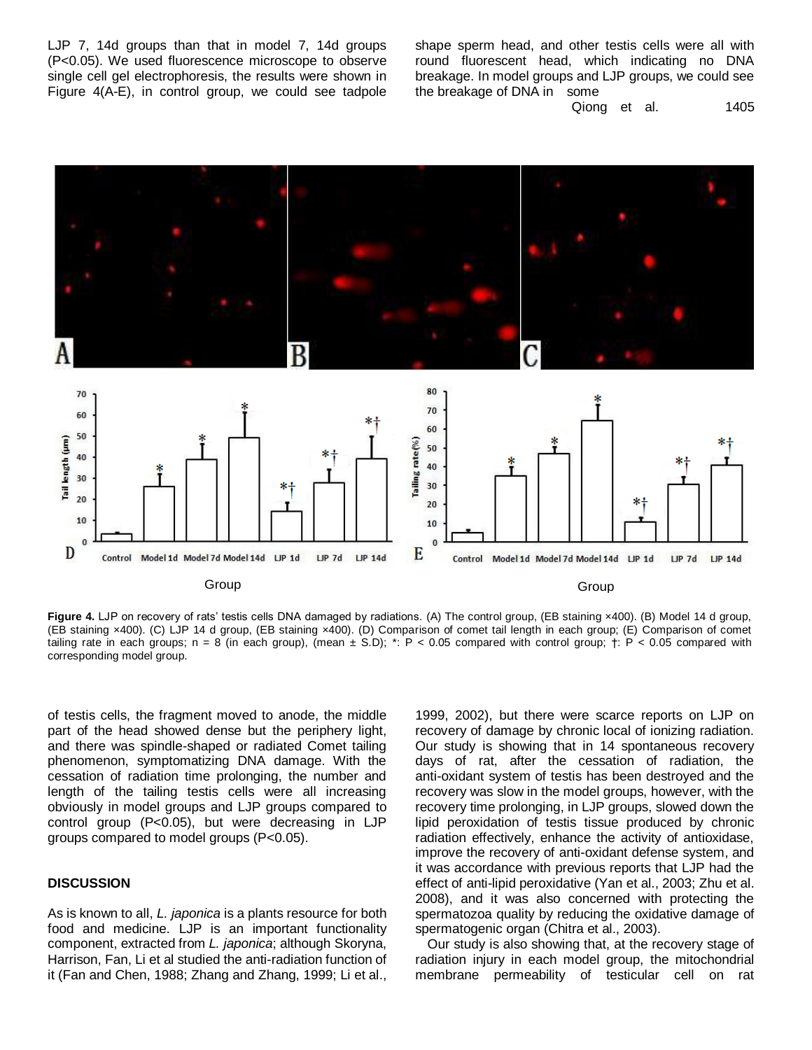LJP 7, 14d groups than that in model 7, 14d groups (P<0.05). We used fluorescence microscope to observe single cell gel electrophoresis, the results were shown in Figure 4(A-E), in control group, we could see tadpole shape sperm head, and other testis cells were all with round fluorescent head, which indicating no DNA breakage. In model groups and LJP groups, we could see the breakage of DNA in some of testis cells, the fragment moved to anode, the middle part of the head showed dense but the periphery light, and there was spindle-shaped or radiated Comet tailing phenomenon, symptomatizing DNA damage. With the cessation of radiation time prolonging, the number and length of the tailing testis cells were all increasing obviously in model groups and LJP groups compared to control group (P<0.05), but were decreasing in LJP groups compared to model groups (P<0.05).

**Figure 4.** LJP on recovery of rats' testis cells DNA damaged by radiations. (A) The control group, (EB staining ×400). (B) Model 14 d group, (EB staining ×400). (C) LJP 14 d group, (EB staining ×400). (D) Comparison of comet tail length in each group; (E) Comparison of comet tailing rate in each groups; n = 8 (in each group), (mean ± S.D); *: P < 0.05 compared with control group; †: P < 0.05 compared with corresponding model group.

## DISCUSSION

As is known to all, *L. japonica* is a plants resource for both food and medicine. LJP is an important functionality component, extracted from *L. japonica*; although Skoryna, Harrison, Fan, Li et al studied the anti-radiation function of it (Fan and Chen, 1988; Zhang and Zhang, 1999; Li et al., 1999, 2002), but there were scarce reports on LJP on recovery of damage by chronic local of ionizing radiation. Our study is showing that in 14 spontaneous recovery days of rat, after the cessation of radiation, the anti-oxidant system of testis has been destroyed and the recovery was slow in the model groups, however, with the recovery time prolonging, in LJP groups, slowed down the lipid peroxidation of testis tissue produced by chronic radiation effectively, enhance the activity of antioxidase, improve the recovery of anti-oxidant defense system, and it was accordance with previous reports that LJP had the effect of anti-lipid peroxidative (Yan et al., 2003; Zhu et al. 2008), and it was also concerned with protecting the spermatozoa quality by reducing the oxidative damage of spermatogenic organ (Chitra et al., 2003).

Our study is also showing that, at the recovery stage of radiation injury in each model group, the mitochondrial membrane permeability of testicular cell on rat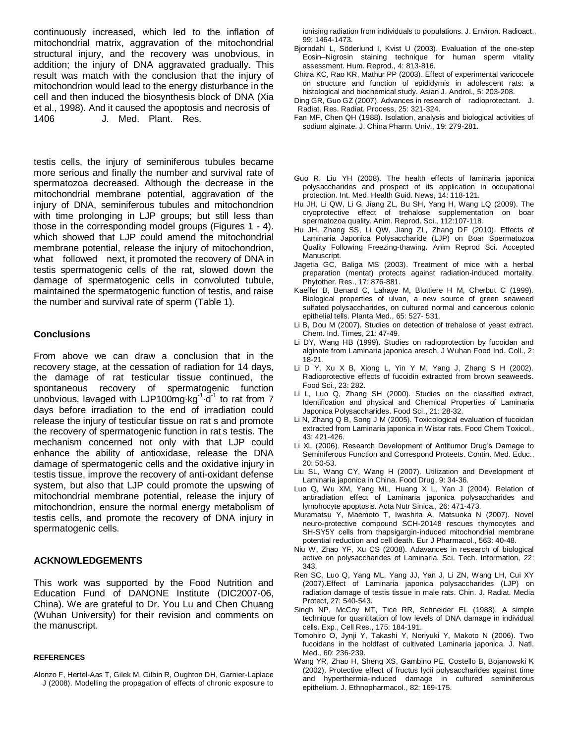continuously increased, which led to the inflation of mitochondrial matrix, aggravation of the mitochondrial structural injury, and the recovery was unobvious, in addition; the injury of DNA aggravated gradually. This result was match with the conclusion that the injury of mitochondrion would lead to the energy disturbance in the cell and then induced the biosynthesis block of DNA (Xia et al., 1998). And it caused the apoptosis and necrosis of testis cells, the injury of seminiferous tubules became more serious and finally the number and survival rate of spermatozoa decreased. Although the decrease in the mitochondrial membrane potential, aggravation of the injury of DNA, seminiferous tubules and mitochondrion with time prolonging in LJP groups; but still less than those in the corresponding model groups (Figures 1 - 4). which showed that LJP could amend the mitochondrial membrane potential, release the injury of mitochondrion, what followed next, it promoted the recovery of DNA in testis spermatogenic cells of the rat, slowed down the damage of spermatogenic cells in convoluted tubule, maintained the spermatogenic function of testis, and raise the number and survival rate of sperm (Table 1).

## Conclusions

From above we can draw a conclusion that in the recovery stage, at the cessation of radiation for 14 days, the damage of rat testicular tissue continued, the spontaneous recovery of spermatogenic function unobvious, lavaged with LJP100mg·kg$^{-1}$·d$^{-1}$ to rat from 7 days before irradiation to the end of irradiation could release the injury of testicular tissue on rat s and promote the recovery of spermatogenic function in rat's testis. The mechanism concerned not only with that LJP could enhance the ability of antioxidase, release the DNA damage of spermatogenic cells and the oxidative injury in testis tissue, improve the recovery of anti-oxidant defense system, but also that LJP could promote the upswing of mitochondrial membrane potential, release the injury of mitochondrion, ensure the normal energy metabolism of testis cells, and promote the recovery of DNA injury in spermatogenic cells.

## ACKNOWLEDGEMENTS

This work was supported by the Food Nutrition and Education Fund of DANONE Institute (DIC2007-06, China). We are grateful to Dr. You Lu and Chen Chuang (Wuhan University) for their revision and comments on the manuscript.

### REFERENCES

Alonzo F, Hertel-Aas T, Gilek M, Gilbin R, Oughton DH, Garnier-Laplace J (2008). Modelling the propagation of effects of chronic exposure to ionising radiation from individuals to populations. J. Environ. Radioact., 99: 1464-1473.

Bjorndahl L, Söderlund I, Kvist U (2003). Evaluation of the one-step Eosin–Nigrosin staining technique for human sperm vitality assessment. Hum. Reprod., 4: 813-816.

Chitra KC, Rao KR, Mathur PP (2003). Effect of experimental varicocele on structure and function of epididymis in adolescent rats: a histological and biochemical study. Asian J. Androl., 5: 203-208.

Ding GR, Guo GZ (2007). Advances in research of radioprotectant. J. Radiat. Res. Radiat. Process, 25: 321-324.

Fan MF, Chen QH (1988). Isolation, analysis and biological activities of sodium alginate. J. China Pharm. Univ., 19: 279-281.

Guo R, Liu YH (2008). The health effects of laminaria japonica polysaccharides and prospect of its application in occupational protection. Int. Med. Health Guid. News, 14: 118-121.

Hu JH, Li QW, Li G, Jiang ZL, Bu SH, Yang H, Wang LQ (2009). The cryoprotective effect of trehalose supplementation on boar spermatozoa quality. Anim. Reprod. Sci., 112:107-118.

Hu JH, Zhang SS, Li QW, Jiang ZL, Zhang DF (2010). Effects of Laminaria Japonica Polysaccharide (LJP) on Boar Spermatozoa Quality Following Freezing-thawing. Anim Reprod Sci. Accepted Manuscript.

Jagetia GC, Baliga MS (2003). Treatment of mice with a herbal preparation (mentat) protects against radiation-induced mortality. Phytother. Res., 17: 876-881.

Kaeffer B, Benard C, Lahaye M, Blottiere H M, Cherbut C (1999). Biological properties of ulvan, a new source of green seaweed sulfated polysaccharides, on cultured normal and cancerous colonic epithelial tells. Planta Med., 65: 527- 531.

Li B, Dou M (2007). Studies on detection of trehalose of yeast extract. Chem. Ind. Times, 21: 47-49.

Li DY, Wang HB (1999). Studies on radioprotection by fucoidan and alginate from Laminaria japonica aresch. J Wuhan Food Ind. Coll., 2: 18-21.

Li D Y, Xu X B, Xiong L, Yin Y M, Yang J, Zhang S H (2002). Radioprotective effects of fucoidin extracted from brown seaweeds. Food Sci., 23: 282.

Li L, Luo Q, Zhang SH (2000). Studies on the classified extract, Identification and physical and Chemical Properties of Laminaria Japonica Polysaccharides. Food Sci., 21: 28-32.

Li N, Zhang Q B, Song J M (2005). Toxicological evaluation of fucoidan extracted from Laminaria japonica in Wistar rats. Food Chem Toxicol., 43: 421-426.

Li XL (2006). Research Development of Antitumor Drug's Damage to Seminiferous Function and Correspond Proteets. Contin. Med. Educ., 20: 50-53.

Liu SL, Wang CY, Wang H (2007). Utilization and Development of Laminaria japonica in China. Food Drug, 9: 34-36.

Luo Q, Wu XM, Yang ML, Huang X L, Yan J (2004). Relation of antiradiation effect of Laminaria japonica polysaccharides and lymphocyte apoptosis. Acta Nutr Sinica., 26: 471-473.

Muramatsu Y, Maemoto T, Iwashita A, Matsuoka N (2007). Novel neuro-protective compound SCH-20148 rescues thymocytes and SH-SY5Y cells from thapsigargin-induced mitochondrial membrane potential reduction and cell death. Eur J Pharmacol., 563: 40-48.

Niu W, Zhao YF, Xu CS (2008). Adavances in research of biological active on polysaccharides of Laminaria. Sci. Tech. Information, 22: 343.

Ren SC, Luo Q, Yang ML, Yang JJ, Yan J, Li ZN, Wang LH, Cui XY (2007).Effect of Laminaria japonica polysaccharides (LJP) on radiation damage of testis tissue in male rats. Chin. J. Radiat. Media Protect, 27: 540-543.

Singh NP, McCoy MT, Tice RR, Schneider EL (1988). A simple technique for quantitation of low levels of DNA damage in individual cells. Exp., Cell Res., 175: 184-191.

Tomohiro O, Jynji Y, Takashi Y, Noriyuki Y, Makoto N (2006). Two fucoidans in the holdfast of cultivated Laminaria japonica. J. Natl. Med., 60: 236-239.

Wang YR, Zhao H, Sheng XS, Gambino PE, Costello B, Bojanowski K (2002). Protective effect of fructus lycii polysaccharides against time and hyperthermia-induced damage in cultured seminiferous epithelium. J. Ethnopharmacol., 82: 169-175.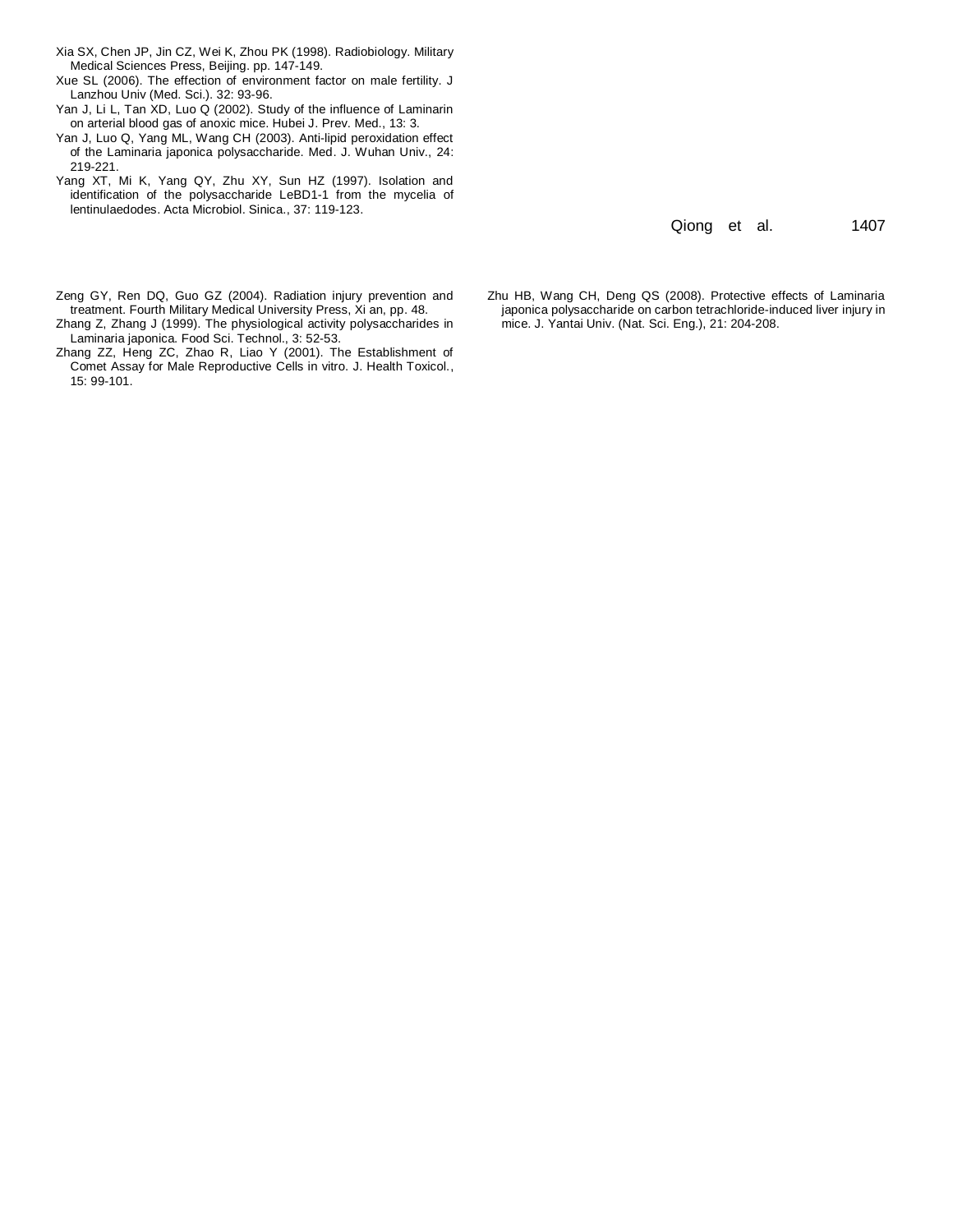Xia SX, Chen JP, Jin CZ, Wei K, Zhou PK (1998). Radiobiology. Military Medical Sciences Press, Beijing. pp. 147-149.

Xue SL (2006). The effection of environment factor on male fertility. J Lanzhou Univ (Med. Sci.). 32: 93-96.

Yan J, Li L, Tan XD, Luo Q (2002). Study of the influence of Laminarin on arterial blood gas of anoxic mice. Hubei J. Prev. Med., 13: 3.

Yan J, Luo Q, Yang ML, Wang CH (2003). Anti-lipid peroxidation effect of the Laminaria japonica polysaccharide. Med. J. Wuhan Univ., 24: 219-221.

Yang XT, Mi K, Yang QY, Zhu XY, Sun HZ (1997). Isolation and identification of the polysaccharide LeBD1-1 from the mycelia of lentinulaedodes. Acta Microbiol. Sinica., 37: 119-123.

Zeng GY, Ren DQ, Guo GZ (2004). Radiation injury prevention and treatment. Fourth Military Medical University Press, Xi an, pp. 48.

Zhang Z, Zhang J (1999). The physiological activity polysaccharides in Laminaria japonica. Food Sci. Technol., 3: 52-53.

Zhang ZZ, Heng ZC, Zhao R, Liao Y (2001). The Establishment of Comet Assay for Male Reproductive Cells in vitro. J. Health Toxicol., 15: 99-101.

Zhu HB, Wang CH, Deng QS (2008). Protective effects of Laminaria japonica polysaccharide on carbon tetrachloride-induced liver injury in mice. J. Yantai Univ. (Nat. Sci. Eng.), 21: 204-208.